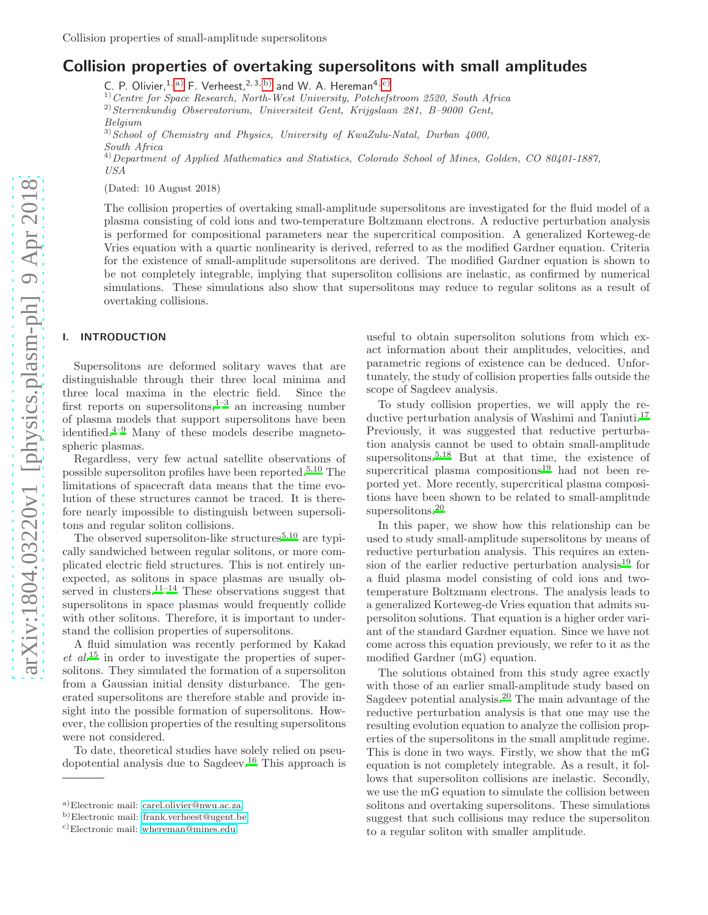# Collision properties of overtaking supersolitons with small amplitudes

C. P. Olivier,[1,a)] F. Verheest,[2,3,b)] and W. A. Hereman[4,c)]

[1)] *Centre for Space Research, North-West University, Potchefstroom 2520, South Africa*

[2)] *Sterrenkundig Observatorium, Universiteit Gent, Krijgslaan 281, B–9000 Gent, Belgium*

[3)] *School of Chemistry and Physics, University of KwaZulu-Natal, Durban 4000, South Africa*

[4)] *Department of Applied Mathematics and Statistics, Colorado School of Mines, Golden, CO 80401-1887, USA*

(Dated: 10 August 2018)

The collision properties of overtaking small-amplitude supersolitons are investigated for the fluid model of a plasma consisting of cold ions and two-temperature Boltzmann electrons. A reductive perturbation analysis is performed for compositional parameters near the supercritical composition. A generalized Korteweg-de Vries equation with a quartic nonlinearity is derived, referred to as the modified Gardner equation. Criteria for the existence of small-amplitude supersolitons are derived. The modified Gardner equation is shown to be not completely integrable, implying that supersoliton collisions are inelastic, as confirmed by numerical simulations. These simulations also show that supersolitons may reduce to regular solitons as a result of overtaking collisions.

## I. INTRODUCTION

Supersolitons are deformed solitary waves that are distinguishable through their three local minima and three local maxima in the electric field. Since the first reports on supersolitons,[1–3] an increasing number of plasma models that support supersolitons have been identified.[4–9] Many of these models describe magnetospheric plasmas.

Regardless, very few actual satellite observations of possible supersoliton profiles have been reported.[5,10] The limitations of spacecraft data means that the time evolution of these structures cannot be traced. It is therefore nearly impossible to distinguish between supersolitons and regular soliton collisions.

The observed supersoliton-like structures[5,10] are typically sandwiched between regular solitons, or more complicated electric field structures. This is not entirely unexpected, as solitons in space plasmas are usually observed in clusters.[11–14] These observations suggest that supersolitons in space plasmas would frequently collide with other solitons. Therefore, it is important to understand the collision properties of supersolitons.

A fluid simulation was recently performed by Kakad *et al.*[15] in order to investigate the properties of supersolitons. They simulated the formation of a supersoliton from a Gaussian initial density disturbance. The generated supersolitons are therefore stable and provide insight into the possible formation of supersolitons. However, the collision properties of the resulting supersolitons were not considered.

To date, theoretical studies have solely relied on pseudopotential analysis due to Sagdeev.[16] This approach is useful to obtain supersoliton solutions from which exact information about their amplitudes, velocities, and parametric regions of existence can be deduced. Unfortunately, the study of collision properties falls outside the scope of Sagdeev analysis.

To study collision properties, we will apply the reductive perturbation analysis of Washimi and Taniuti.[17] Previously, it was suggested that reductive perturbation analysis cannot be used to obtain small-amplitude supersolitons.[5,18] But at that time, the existence of supercritical plasma compositions[19] had not been reported yet. More recently, supercritical plasma compositions have been shown to be related to small-amplitude supersolitons.[20]

In this paper, we show how this relationship can be used to study small-amplitude supersolitons by means of reductive perturbation analysis. This requires an extension of the earlier reductive perturbation analysis[19] for a fluid plasma model consisting of cold ions and two-temperature Boltzmann electrons. The analysis leads to a generalized Korteweg-de Vries equation that admits supersoliton solutions. That equation is a higher order variant of the standard Gardner equation. Since we have not come across this equation previously, we refer to it as the modified Gardner (mG) equation.

The solutions obtained from this study agree exactly with those of an earlier small-amplitude study based on Sagdeev potential analysis.[20] The main advantage of the reductive perturbation analysis is that one may use the resulting evolution equation to analyze the collision properties of the supersolitons in the small amplitude regime. This is done in two ways. Firstly, we show that the mG equation is not completely integrable. As a result, it follows that supersoliton collisions are inelastic. Secondly, we use the mG equation to simulate the collision between solitons and overtaking supersolitons. These simulations suggest that such collisions may reduce the supersoliton to a regular soliton with smaller amplitude.

---

[a)] Electronic mail: carel.olivier@nwu.ac.za

[b)] Electronic mail: frank.verheest@ugent.be

[c)] Electronic mail: whereman@mines.edu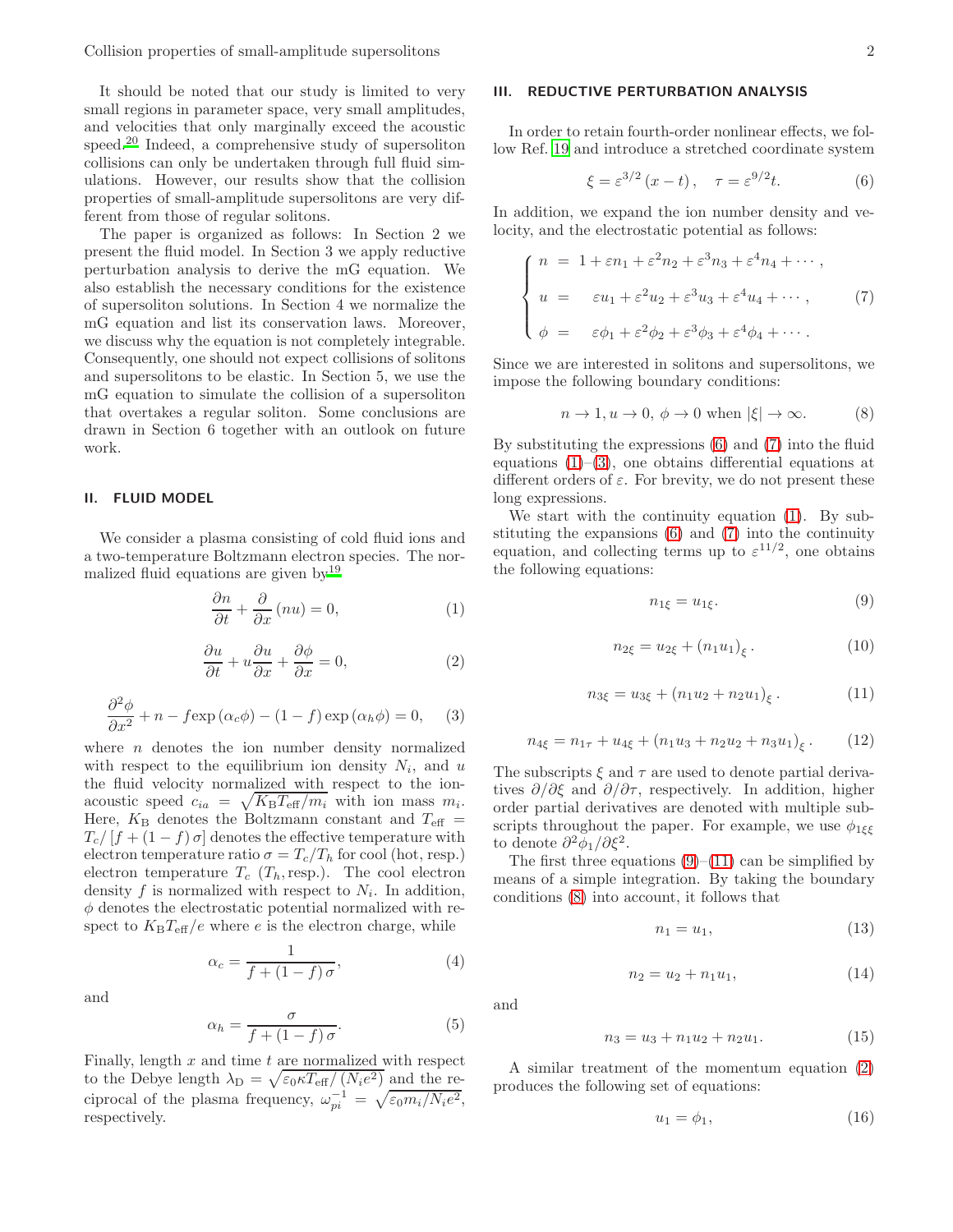It should be noted that our study is limited to very small regions in parameter space, very small amplitudes, and velocities that only marginally exceed the acoustic speed.[20] Indeed, a comprehensive study of supersoliton collisions can only be undertaken through full fluid simulations. However, our results show that the collision properties of small-amplitude supersolitons are very different from those of regular solitons.

The paper is organized as follows: In Section 2 we present the fluid model. In Section 3 we apply reductive perturbation analysis to derive the mG equation. We also establish the necessary conditions for the existence of supersoliton solutions. In Section 4 we normalize the mG equation and list its conservation laws. Moreover, we discuss why the equation is not completely integrable. Consequently, one should not expect collisions of solitons and supersolitons to be elastic. In Section 5, we use the mG equation to simulate the collision of a supersoliton that overtakes a regular soliton. Some conclusions are drawn in Section 6 together with an outlook on future work.

## II. FLUID MODEL

We consider a plasma consisting of cold fluid ions and a two-temperature Boltzmann electron species. The normalized fluid equations are given by[19]

$$\frac{\partial n}{\partial t}+\frac{\partial}{\partial x}(nu)=0, \tag{1}$$

$$\frac{\partial u}{\partial t}+u\frac{\partial u}{\partial x}+\frac{\partial \phi}{\partial x}=0, \tag{2}$$

$$\frac{\partial^2 \phi}{\partial x^2}+n-f\exp(\alpha_c\phi)-(1-f)\exp(\alpha_h\phi)=0, \tag{3}$$

where $n$ denotes the ion number density normalized with respect to the equilibrium ion density $N_i$, and $u$ the fluid velocity normalized with respect to the ion-acoustic speed $c_{ia}=\sqrt{K_B T_{\rm eff}/m_i}$ with ion mass $m_i$. Here, $K_B$ denotes the Boltzmann constant and $T_{\rm eff}=T_c/[f+(1-f)\sigma]$ denotes the effective temperature with electron temperature ratio $\sigma=T_c/T_h$ for cool (hot, resp.) electron temperature $T_c$ ($T_h$, resp.). The cool electron density $f$ is normalized with respect to $N_i$. In addition, $\phi$ denotes the electrostatic potential normalized with respect to $K_B T_{\rm eff}/e$ where $e$ is the electron charge, while

$$\alpha_c=\frac{1}{f+(1-f)\sigma}, \tag{4}$$

and

$$\alpha_h=\frac{\sigma}{f+(1-f)\sigma}. \tag{5}$$

Finally, length $x$ and time $t$ are normalized with respect to the Debye length $\lambda_D=\sqrt{\varepsilon_0\kappa T_{\rm eff}/(N_i e^2)}$ and the reciprocal of the plasma frequency, $\omega_{pi}^{-1}=\sqrt{\varepsilon_0 m_i/N_i e^2}$, respectively.

## III. REDUCTIVE PERTURBATION ANALYSIS

In order to retain fourth-order nonlinear effects, we follow Ref. 19 and introduce a stretched coordinate system

$$\xi=\varepsilon^{3/2}(x-t), \quad \tau=\varepsilon^{9/2}t. \tag{6}$$

In addition, we expand the ion number density and velocity, and the electrostatic potential as follows:

$$\begin{cases} n &= 1+\varepsilon n_1+\varepsilon^2 n_2+\varepsilon^3 n_3+\varepsilon^4 n_4+\cdots, \\ u &= \quad \varepsilon u_1+\varepsilon^2 u_2+\varepsilon^3 u_3+\varepsilon^4 u_4+\cdots, \\ \phi &= \quad \varepsilon \phi_1+\varepsilon^2 \phi_2+\varepsilon^3 \phi_3+\varepsilon^4 \phi_4+\cdots. \end{cases} \tag{7}$$

Since we are interested in solitons and supersolitons, we impose the following boundary conditions:

$$n\to 1,\, u\to 0,\, \phi\to 0 \text{ when } |\xi|\to\infty. \tag{8}$$

By substituting the expressions (6) and (7) into the fluid equations (1)–(3), one obtains differential equations at different orders of $\varepsilon$. For brevity, we do not present these long expressions.

We start with the continuity equation (1). By substituting the expansions (6) and (7) into the continuity equation, and collecting terms up to $\varepsilon^{11/2}$, one obtains the following equations:

$$n_{1\xi}=u_{1\xi}. \tag{9}$$

$$n_{2\xi}=u_{2\xi}+(n_1u_1)_\xi. \tag{10}$$

$$n_{3\xi}=u_{3\xi}+(n_1u_2+n_2u_1)_\xi. \tag{11}$$

$$n_{4\xi}=n_{1\tau}+u_{4\xi}+(n_1u_3+n_2u_2+n_3u_1)_\xi. \tag{12}$$

The subscripts $\xi$ and $\tau$ are used to denote partial derivatives $\partial/\partial\xi$ and $\partial/\partial\tau$, respectively. In addition, higher order partial derivatives are denoted with multiple subscripts throughout the paper. For example, we use $\phi_{1\xi\xi}$ to denote $\partial^2\phi_1/\partial\xi^2$.

The first three equations (9)–(11) can be simplified by means of a simple integration. By taking the boundary conditions (8) into account, it follows that

$$n_1=u_1, \tag{13}$$

$$n_2=u_2+n_1u_1, \tag{14}$$

and

$$n_3=u_3+n_1u_2+n_2u_1. \tag{15}$$

A similar treatment of the momentum equation (2) produces the following set of equations:

$$u_1=\phi_1, \tag{16}$$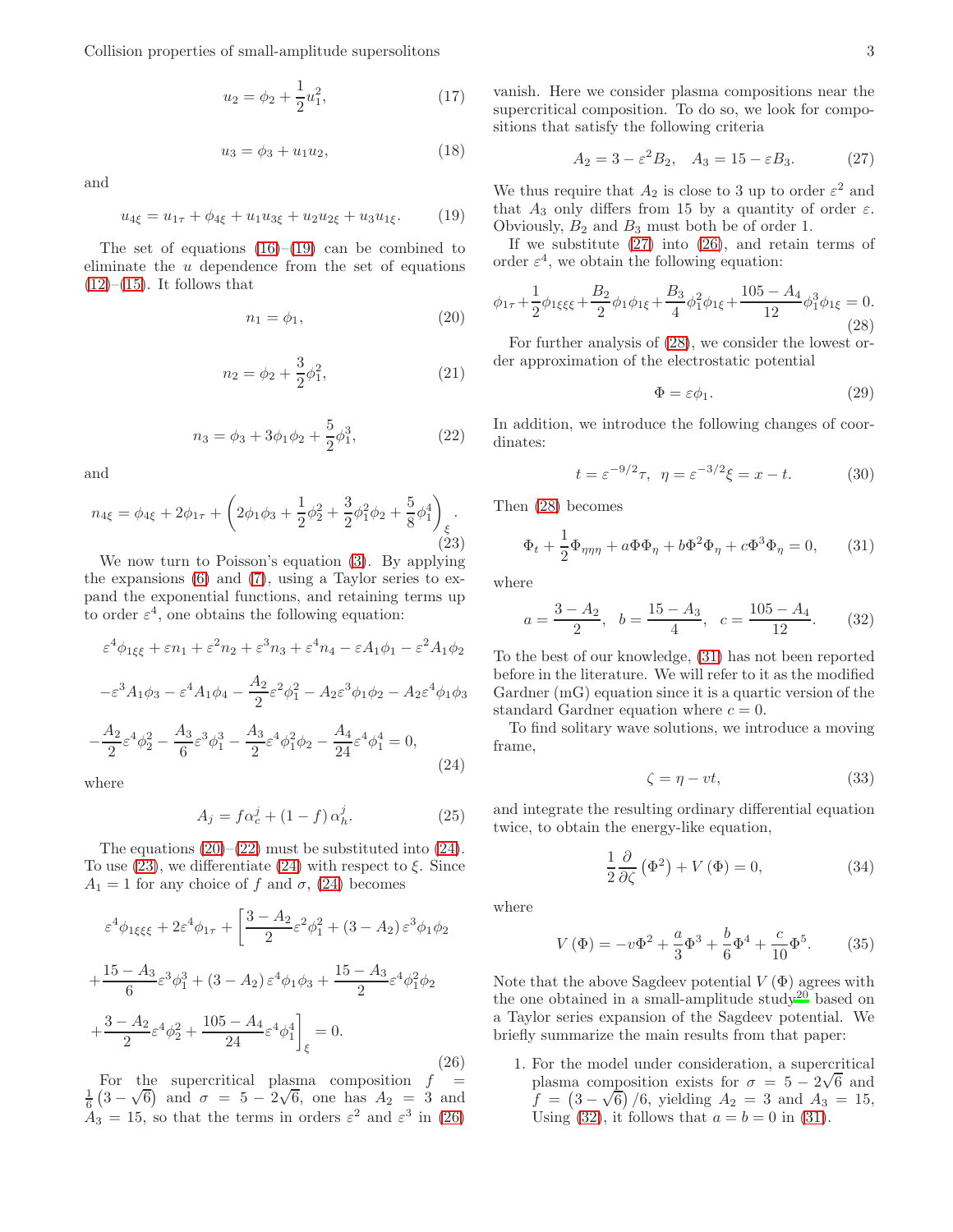$$u_2 = \phi_2 + \frac{1}{2}u_1^2, \tag{17}$$

$$u_3 = \phi_3 + u_1 u_2, \tag{18}$$

and

$$u_{4\xi} = u_{1\tau} + \phi_{4\xi} + u_1 u_{3\xi} + u_2 u_{2\xi} + u_3 u_{1\xi}. \tag{19}$$

The set of equations (16)–(19) can be combined to eliminate the $u$ dependence from the set of equations (12)–(15). It follows that

$$n_1 = \phi_1, \tag{20}$$

$$n_2 = \phi_2 + \frac{3}{2}\phi_1^2, \tag{21}$$

$$n_3 = \phi_3 + 3\phi_1\phi_2 + \frac{5}{2}\phi_1^3, \tag{22}$$

and

$$n_{4\xi} = \phi_{4\xi} + 2\phi_{1\tau} + \left(2\phi_1\phi_3 + \frac{1}{2}\phi_2^2 + \frac{3}{2}\phi_1^2\phi_2 + \frac{5}{8}\phi_1^4\right)_\xi. \tag{23}$$

We now turn to Poisson's equation (3). By applying the expansions (6) and (7), using a Taylor series to expand the exponential functions, and retaining terms up to order $\varepsilon^4$, one obtains the following equation:

$$\begin{aligned}
&\varepsilon^4\phi_{1\xi\xi} + \varepsilon n_1 + \varepsilon^2 n_2 + \varepsilon^3 n_3 + \varepsilon^4 n_4 - \varepsilon A_1\phi_1 - \varepsilon^2 A_1\phi_2 \\
&-\varepsilon^3 A_1\phi_3 - \varepsilon^4 A_1\phi_4 - \frac{A_2}{2}\varepsilon^2\phi_1^2 - A_2\varepsilon^3\phi_1\phi_2 - A_2\varepsilon^4\phi_1\phi_3 \\
&-\frac{A_2}{2}\varepsilon^4\phi_2^2 - \frac{A_3}{6}\varepsilon^3\phi_1^3 - \frac{A_3}{2}\varepsilon^4\phi_1^2\phi_2 - \frac{A_4}{24}\varepsilon^4\phi_1^4 = 0,
\end{aligned} \tag{24}$$

where

$$A_j = f\alpha_c^j + (1-f)\,\alpha_h^j. \tag{25}$$

The equations (20)–(22) must be substituted into (24). To use (23), we differentiate (24) with respect to $\xi$. Since $A_1 = 1$ for any choice of $f$ and $\sigma$, (24) becomes

$$\begin{aligned}
&\varepsilon^4\phi_{1\xi\xi\xi} + 2\varepsilon^4\phi_{1\tau} + \left[\frac{3-A_2}{2}\varepsilon^2\phi_1^2 + (3-A_2)\,\varepsilon^3\phi_1\phi_2\right. \\
&+\frac{15-A_3}{6}\varepsilon^3\phi_1^3 + (3-A_2)\,\varepsilon^4\phi_1\phi_3 + \frac{15-A_3}{2}\varepsilon^4\phi_1^2\phi_2 \\
&\left.+\frac{3-A_2}{2}\varepsilon^4\phi_2^2 + \frac{105-A_4}{24}\varepsilon^4\phi_1^4\right]_\xi = 0.
\end{aligned} \tag{26}$$

For the supercritical plasma composition $f = \frac{1}{6}\left(3-\sqrt{6}\right)$ and $\sigma = 5 - 2\sqrt{6}$, one has $A_2 = 3$ and $A_3 = 15$, so that the terms in orders $\varepsilon^2$ and $\varepsilon^3$ in (26) vanish. Here we consider plasma compositions near the supercritical composition. To do so, we look for compositions that satisfy the following criteria

$$A_2 = 3 - \varepsilon^2 B_2, \quad A_3 = 15 - \varepsilon B_3. \tag{27}$$

We thus require that $A_2$ is close to 3 up to order $\varepsilon^2$ and that $A_3$ only differs from 15 by a quantity of order $\varepsilon$. Obviously, $B_2$ and $B_3$ must both be of order 1.

If we substitute (27) into (26), and retain terms of order $\varepsilon^4$, we obtain the following equation:

$$\phi_{1\tau} + \frac{1}{2}\phi_{1\xi\xi\xi} + \frac{B_2}{2}\phi_1\phi_{1\xi} + \frac{B_3}{4}\phi_1^2\phi_{1\xi} + \frac{105-A_4}{12}\phi_1^3\phi_{1\xi} = 0. \tag{28}$$

For further analysis of (28), we consider the lowest order approximation of the electrostatic potential

$$\Phi = \varepsilon\phi_1. \tag{29}$$

In addition, we introduce the following changes of coordinates:

$$t = \varepsilon^{-9/2}\tau, \quad \eta = \varepsilon^{-3/2}\xi = x - t. \tag{30}$$

Then (28) becomes

$$\Phi_t + \frac{1}{2}\Phi_{\eta\eta\eta} + a\Phi\Phi_\eta + b\Phi^2\Phi_\eta + c\Phi^3\Phi_\eta = 0, \tag{31}$$

where

$$a = \frac{3-A_2}{2}, \quad b = \frac{15-A_3}{4}, \quad c = \frac{105-A_4}{12}. \tag{32}$$

To the best of our knowledge, (31) has not been reported before in the literature. We will refer to it as the modified Gardner (mG) equation since it is a quartic version of the standard Gardner equation where $c = 0$.

To find solitary wave solutions, we introduce a moving frame,

$$\zeta = \eta - vt, \tag{33}$$

and integrate the resulting ordinary differential equation twice, to obtain the energy-like equation,

$$\frac{1}{2}\frac{\partial}{\partial\zeta}\left(\Phi^2\right) + V\left(\Phi\right) = 0, \tag{34}$$

where

$$V\left(\Phi\right) = -v\Phi^2 + \frac{a}{3}\Phi^3 + \frac{b}{6}\Phi^4 + \frac{c}{10}\Phi^5. \tag{35}$$

Note that the above Sagdeev potential $V\left(\Phi\right)$ agrees with the one obtained in a small-amplitude study[20] based on a Taylor series expansion of the Sagdeev potential. We briefly summarize the main results from that paper:

1. For the model under consideration, a supercritical plasma composition exists for $\sigma = 5 - 2\sqrt{6}$ and $f = \left(3-\sqrt{6}\right)/6$, yielding $A_2 = 3$ and $A_3 = 15$, Using (32), it follows that $a = b = 0$ in (31).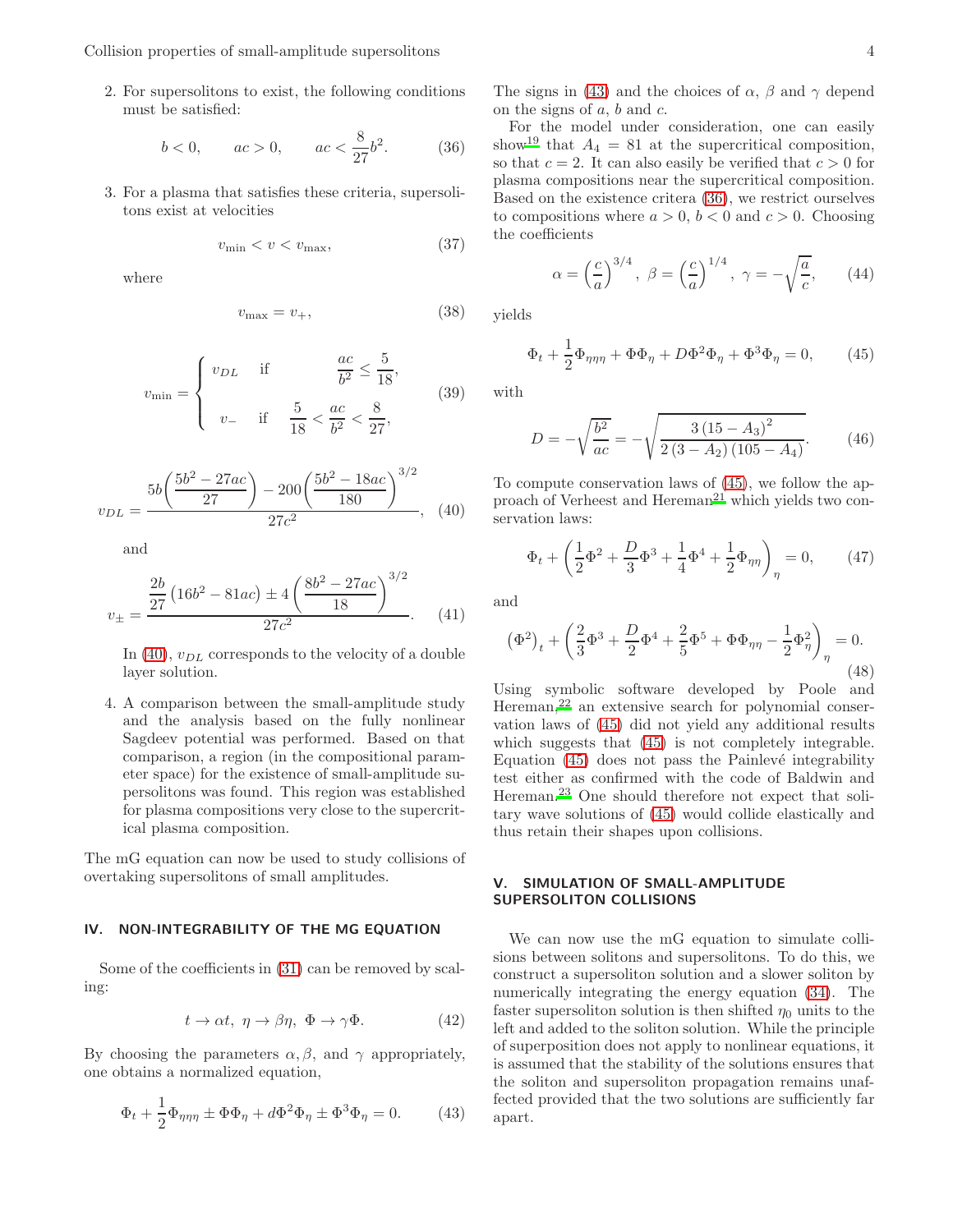2. For supersolitons to exist, the following conditions must be satisfied:

$$b<0, \qquad ac>0, \qquad ac<\frac{8}{27}b^2. \tag{36}$$

3. For a plasma that satisfies these criteria, supersolitons exist at velocities

$$v_{\min}<v<v_{\max}, \tag{37}$$

where

$$v_{\max}=v_+, \tag{38}$$

$$v_{\min}=\begin{cases} v_{DL} & \text{if} \quad \dfrac{ac}{b^2}\leq\dfrac{5}{18}, \\[2ex] v_- & \text{if} \quad \dfrac{5}{18}<\dfrac{ac}{b^2}<\dfrac{8}{27}, \end{cases} \tag{39}$$

$$v_{DL}=\frac{5b\left(\dfrac{5b^2-27ac}{27}\right)-200\left(\dfrac{5b^2-18ac}{180}\right)^{3/2}}{27c^2}, \tag{40}$$

and

$$v_{\pm}=\frac{\dfrac{2b}{27}\left(16b^2-81ac\right)\pm 4\left(\dfrac{8b^2-27ac}{18}\right)^{3/2}}{27c^2}. \tag{41}$$

In (40), $v_{DL}$ corresponds to the velocity of a double layer solution.

4. A comparison between the small-amplitude study and the analysis based on the fully nonlinear Sagdeev potential was performed. Based on that comparison, a region (in the compositional parameter space) for the existence of small-amplitude supersolitons was found. This region was established for plasma compositions very close to the supercritical plasma composition.

The mG equation can now be used to study collisions of overtaking supersolitons of small amplitudes.

## IV. NON-INTEGRABILITY OF THE MG EQUATION

Some of the coefficients in (31) can be removed by scaling:

$$t\to\alpha t,\ \eta\to\beta\eta,\ \Phi\to\gamma\Phi. \tag{42}$$

By choosing the parameters $\alpha, \beta$, and $\gamma$ appropriately, one obtains a normalized equation,

$$\Phi_t+\frac{1}{2}\Phi_{\eta\eta\eta}\pm\Phi\Phi_\eta+d\Phi^2\Phi_\eta\pm\Phi^3\Phi_\eta=0. \tag{43}$$

The signs in (43) and the choices of $\alpha$, $\beta$ and $\gamma$ depend on the signs of $a$, $b$ and $c$.

For the model under consideration, one can easily show[19] that $A_4=81$ at the supercritical composition, so that $c=2$. It can also easily be verified that $c>0$ for plasma compositions near the supercritical composition. Based on the existence critera (36), we restrict ourselves to compositions where $a>0$, $b<0$ and $c>0$. Choosing the coefficients

$$\alpha=\left(\frac{c}{a}\right)^{3/4},\ \beta=\left(\frac{c}{a}\right)^{1/4},\ \gamma=-\sqrt{\frac{a}{c}}, \tag{44}$$

yields

$$\Phi_t+\frac{1}{2}\Phi_{\eta\eta\eta}+\Phi\Phi_\eta+D\Phi^2\Phi_\eta+\Phi^3\Phi_\eta=0, \tag{45}$$

with

$$D=-\sqrt{\frac{b^2}{ac}}=-\sqrt{\frac{3\left(15-A_3\right)^2}{2\left(3-A_2\right)\left(105-A_4\right)}}. \tag{46}$$

To compute conservation laws of (45), we follow the approach of Verheest and Hereman[21] which yields two conservation laws:

$$\Phi_t+\left(\frac{1}{2}\Phi^2+\frac{D}{3}\Phi^3+\frac{1}{4}\Phi^4+\frac{1}{2}\Phi_{\eta\eta}\right)_\eta=0, \tag{47}$$

and

$$\left(\Phi^2\right)_t+\left(\frac{2}{3}\Phi^3+\frac{D}{2}\Phi^4+\frac{2}{5}\Phi^5+\Phi\Phi_{\eta\eta}-\frac{1}{2}\Phi_\eta^2\right)_\eta=0. \tag{48}$$

Using symbolic software developed by Poole and Hereman,[22] an extensive search for polynomial conservation laws of (45) did not yield any additional results which suggests that (45) is not completely integrable. Equation (45) does not pass the Painlevé integrability test either as confirmed with the code of Baldwin and Hereman.[23] One should therefore not expect that solitary wave solutions of (45) would collide elastically and thus retain their shapes upon collisions.

## V. SIMULATION OF SMALL-AMPLITUDE SUPERSOLITON COLLISIONS

We can now use the mG equation to simulate collisions between solitons and supersolitons. To do this, we construct a supersoliton solution and a slower soliton by numerically integrating the energy equation (34). The faster supersoliton solution is then shifted $\eta_0$ units to the left and added to the soliton solution. While the principle of superposition does not apply to nonlinear equations, it is assumed that the stability of the solutions ensures that the soliton and supersoliton propagation remains unaffected provided that the two solutions are sufficiently far apart.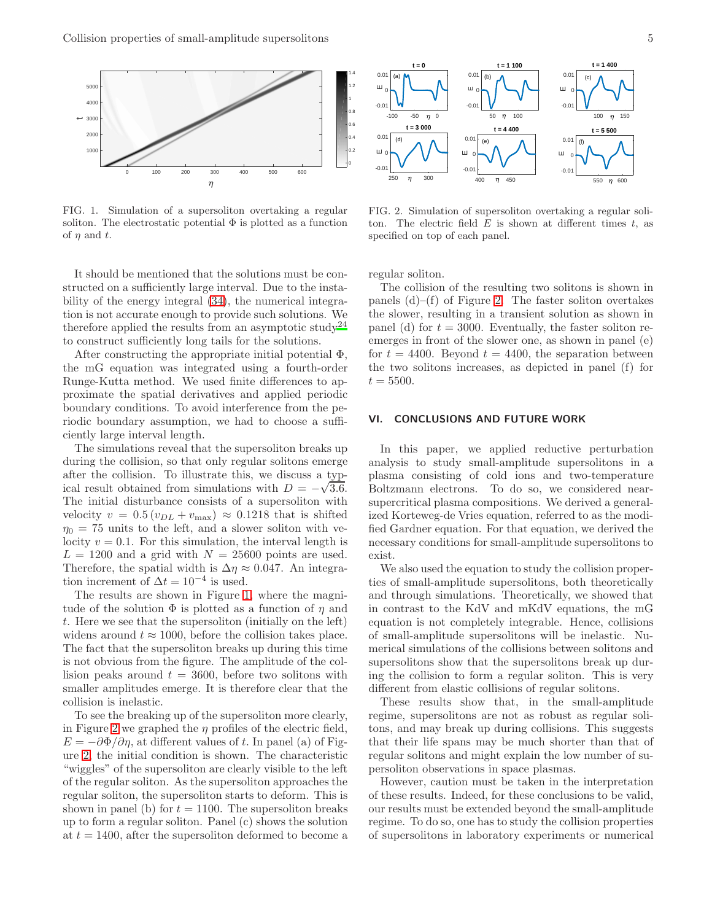FIG. 1. Simulation of a supersoliton overtaking a regular soliton. The electrostatic potential $\Phi$ is plotted as a function of $\eta$ and $t$.

FIG. 2. Simulation of supersoliton overtaking a regular soliton. The electric field $E$ is shown at different times $t$, as specified on top of each panel.

It should be mentioned that the solutions must be constructed on a sufficiently large interval. Due to the instability of the energy integral (34), the numerical integration is not accurate enough to provide such solutions. We therefore applied the results from an asymptotic study[24] to construct sufficiently long tails for the solutions.

After constructing the appropriate initial potential $\Phi$, the mG equation was integrated using a fourth-order Runge-Kutta method. We used finite differences to approximate the spatial derivatives and applied periodic boundary conditions. To avoid interference from the periodic boundary assumption, we had to choose a sufficiently large interval length.

The simulations reveal that the supersoliton breaks up during the collision, so that only regular solitons emerge after the collision. To illustrate this, we discuss a typical result obtained from simulations with $D = -\sqrt{3.6}$. The initial disturbance consists of a supersoliton with velocity $v = 0.5\,(v_{DL} + v_{\max}) \approx 0.1218$ that is shifted $\eta_0 = 75$ units to the left, and a slower soliton with velocity $v = 0.1$. For this simulation, the interval length is $L = 1200$ and a grid with $N = 25600$ points are used. Therefore, the spatial width is $\Delta\eta \approx 0.047$. An integration increment of $\Delta t = 10^{-4}$ is used.

The results are shown in Figure 1, where the magnitude of the solution $\Phi$ is plotted as a function of $\eta$ and $t$. Here we see that the supersoliton (initially on the left) widens around $t \approx 1000$, before the collision takes place. The fact that the supersoliton breaks up during this time is not obvious from the figure. The amplitude of the collision peaks around $t = 3600$, before two solitons with smaller amplitudes emerge. It is therefore clear that the collision is inelastic.

To see the breaking up of the supersoliton more clearly, in Figure 2 we graphed the $\eta$ profiles of the electric field, $E = -\partial\Phi/\partial\eta$, at different values of $t$. In panel (a) of Figure 2, the initial condition is shown. The characteristic "wiggles" of the supersoliton are clearly visible to the left of the regular soliton. As the supersoliton approaches the regular soliton, the supersoliton starts to deform. This is shown in panel (b) for $t = 1100$. The supersoliton breaks up to form a regular soliton. Panel (c) shows the solution at $t = 1400$, after the supersoliton deformed to become a regular soliton.

The collision of the resulting two solitons is shown in panels (d)–(f) of Figure 2. The faster soliton overtakes the slower, resulting in a transient solution as shown in panel (d) for $t = 3000$. Eventually, the faster soliton reemerges in front of the slower one, as shown in panel (e) for $t = 4400$. Beyond $t = 4400$, the separation between the two solitons increases, as depicted in panel (f) for $t = 5500$.

## VI. CONCLUSIONS AND FUTURE WORK

In this paper, we applied reductive perturbation analysis to study small-amplitude supersolitons in a plasma consisting of cold ions and two-temperature Boltzmann electrons. To do so, we considered near-supercritical plasma compositions. We derived a generalized Korteweg-de Vries equation, referred to as the modified Gardner equation. For that equation, we derived the necessary conditions for small-amplitude supersolitons to exist.

We also used the equation to study the collision properties of small-amplitude supersolitons, both theoretically and through simulations. Theoretically, we showed that in contrast to the KdV and mKdV equations, the mG equation is not completely integrable. Hence, collisions of small-amplitude supersolitons will be inelastic. Numerical simulations of the collisions between solitons and supersolitons show that the supersolitons break up during the collision to form a regular soliton. This is very different from elastic collisions of regular solitons.

These results show that, in the small-amplitude regime, supersolitons are not as robust as regular solitons, and may break up during collisions. This suggests that their life spans may be much shorter than that of regular solitons and might explain the low number of supersoliton observations in space plasmas.

However, caution must be taken in the interpretation of these results. Indeed, for these conclusions to be valid, our results must be extended beyond the small-amplitude regime. To do so, one has to study the collision properties of supersolitons in laboratory experiments or numerical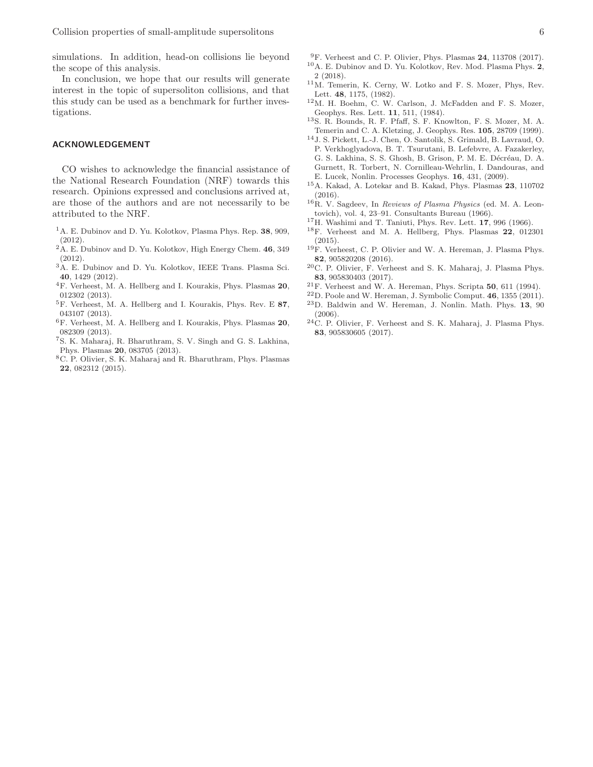simulations. In addition, head-on collisions lie beyond the scope of this analysis.

In conclusion, we hope that our results will generate interest in the topic of supersoliton collisions, and that this study can be used as a benchmark for further investigations.

## ACKNOWLEDGEMENT

CO wishes to acknowledge the financial assistance of the National Research Foundation (NRF) towards this research. Opinions expressed and conclusions arrived at, are those of the authors and are not necessarily to be attributed to the NRF.

[1] A. E. Dubinov and D. Yu. Kolotkov, Plasma Phys. Rep. **38**, 909, (2012).
[2] A. E. Dubinov and D. Yu. Kolotkov, High Energy Chem. **46**, 349 (2012).
[3] A. E. Dubinov and D. Yu. Kolotkov, IEEE Trans. Plasma Sci. **40**, 1429 (2012).
[4] F. Verheest, M. A. Hellberg and I. Kourakis, Phys. Plasmas **20**, 012302 (2013).
[5] F. Verheest, M. A. Hellberg and I. Kourakis, Phys. Rev. E **87**, 043107 (2013).
[6] F. Verheest, M. A. Hellberg and I. Kourakis, Phys. Plasmas **20**, 082309 (2013).
[7] S. K. Maharaj, R. Bharuthram, S. V. Singh and G. S. Lakhina, Phys. Plasmas **20**, 083705 (2013).
[8] C. P. Olivier, S. K. Maharaj and R. Bharuthram, Phys. Plasmas **22**, 082312 (2015).
[9] F. Verheest and C. P. Olivier, Phys. Plasmas **24**, 113708 (2017).
[10] A. E. Dubinov and D. Yu. Kolotkov, Rev. Mod. Plasma Phys. **2**, 2 (2018).
[11] M. Temerin, K. Cerny, W. Lotko and F. S. Mozer, Phys, Rev. Lett. **48**, 1175, (1982).
[12] M. H. Boehm, C. W. Carlson, J. McFadden and F. S. Mozer, Geophys. Res. Lett. **11**, 511, (1984).
[13] S. R. Bounds, R. F. Pfaff, S. F. Knowlton, F. S. Mozer, M. A. Temerin and C. A. Kletzing, J. Geophys. Res. **105**, 28709 (1999).
[14] J. S. Pickett, L.-J. Chen, O. Santolik, S. Grimald, B. Lavraud, O. P. Verkhoglyadova, B. T. Tsurutani, B. Lefebvre, A. Fazakerley, G. S. Lakhina, S. S. Ghosh, B. Grison, P. M. E. Décréau, D. A. Gurnett, R. Torbert, N. Cornilleau-Wehrlin, I. Dandouras, and E. Lucek, Nonlin. Processes Geophys. **16**, 431, (2009).
[15] A. Kakad, A. Lotekar and B. Kakad, Phys. Plasmas **23**, 110702 (2016).
[16] R. V. Sagdeev, In *Reviews of Plasma Physics* (ed. M. A. Leontovich), vol. 4, 23–91. Consultants Bureau (1966).
[17] H. Washimi and T. Taniuti, Phys. Rev. Lett. **17**, 996 (1966).
[18] F. Verheest and M. A. Hellberg, Phys. Plasmas **22**, 012301 (2015).
[19] F. Verheest, C. P. Olivier and W. A. Hereman, J. Plasma Phys. **82**, 905820208 (2016).
[20] C. P. Olivier, F. Verheest and S. K. Maharaj, J. Plasma Phys. **83**, 905830403 (2017).
[21] F. Verheest and W. A. Hereman, Phys. Scripta **50**, 611 (1994).
[22] D. Poole and W. Hereman, J. Symbolic Comput. **46**, 1355 (2011).
[23] D. Baldwin and W. Hereman, J. Nonlin. Math. Phys. **13**, 90 (2006).
[24] C. P. Olivier, F. Verheest and S. K. Maharaj, J. Plasma Phys. **83**, 905830605 (2017).